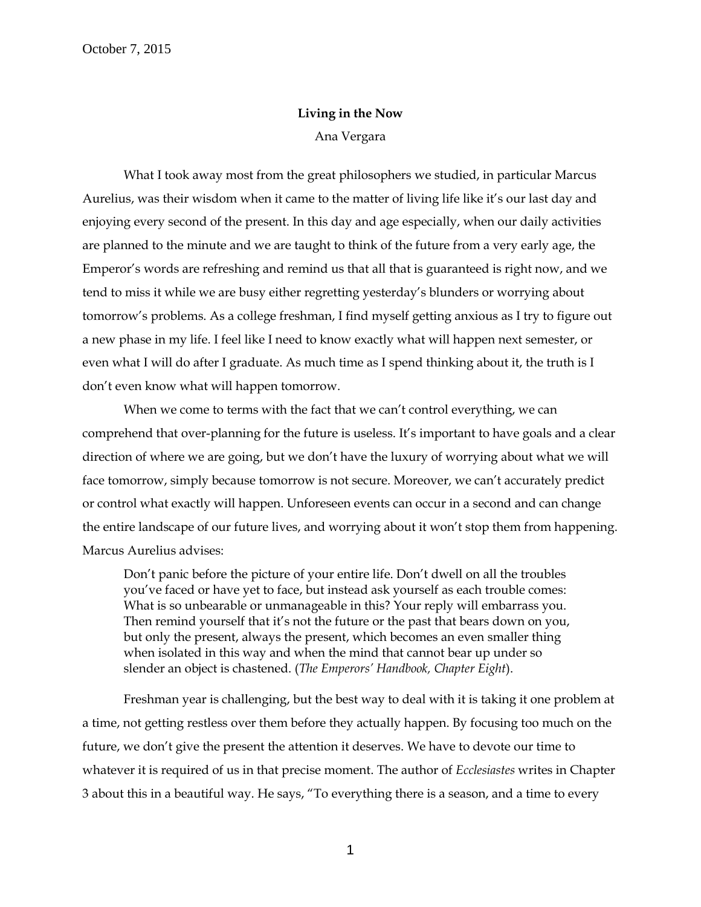October 7, 2015

**Living in the Now**

Ana Vergara

What I took away most from the great philosophers we studied, in particular Marcus Aurelius, was their wisdom when it came to the matter of living life like it's our last day and enjoying every second of the present. In this day and age especially, when our daily activities are planned to the minute and we are taught to think of the future from a very early age, the Emperor's words are refreshing and remind us that all that is guaranteed is right now, and we tend to miss it while we are busy either regretting yesterday's blunders or worrying about tomorrow's problems. As a college freshman, I find myself getting anxious as I try to figure out a new phase in my life. I feel like I need to know exactly what will happen next semester, or even what I will do after I graduate. As much time as I spend thinking about it, the truth is I don't even know what will happen tomorrow.

When we come to terms with the fact that we can't control everything, we can comprehend that over-planning for the future is useless. It's important to have goals and a clear direction of where we are going, but we don't have the luxury of worrying about what we will face tomorrow, simply because tomorrow is not secure. Moreover, we can't accurately predict or control what exactly will happen. Unforeseen events can occur in a second and can change the entire landscape of our future lives, and worrying about it won't stop them from happening. Marcus Aurelius advises:

> Don't panic before the picture of your entire life. Don't dwell on all the troubles you've faced or have yet to face, but instead ask yourself as each trouble comes: What is so unbearable or unmanageable in this? Your reply will embarrass you. Then remind yourself that it's not the future or the past that bears down on you, but only the present, always the present, which becomes an even smaller thing when isolated in this way and when the mind that cannot bear up under so slender an object is chastened. (*The Emperors' Handbook, Chapter Eight*).

Freshman year is challenging, but the best way to deal with it is taking it one problem at a time, not getting restless over them before they actually happen. By focusing too much on the future, we don't give the present the attention it deserves. We have to devote our time to whatever it is required of us in that precise moment. The author of *Ecclesiastes* writes in Chapter 3 about this in a beautiful way. He says, "To everything there is a season, and a time to every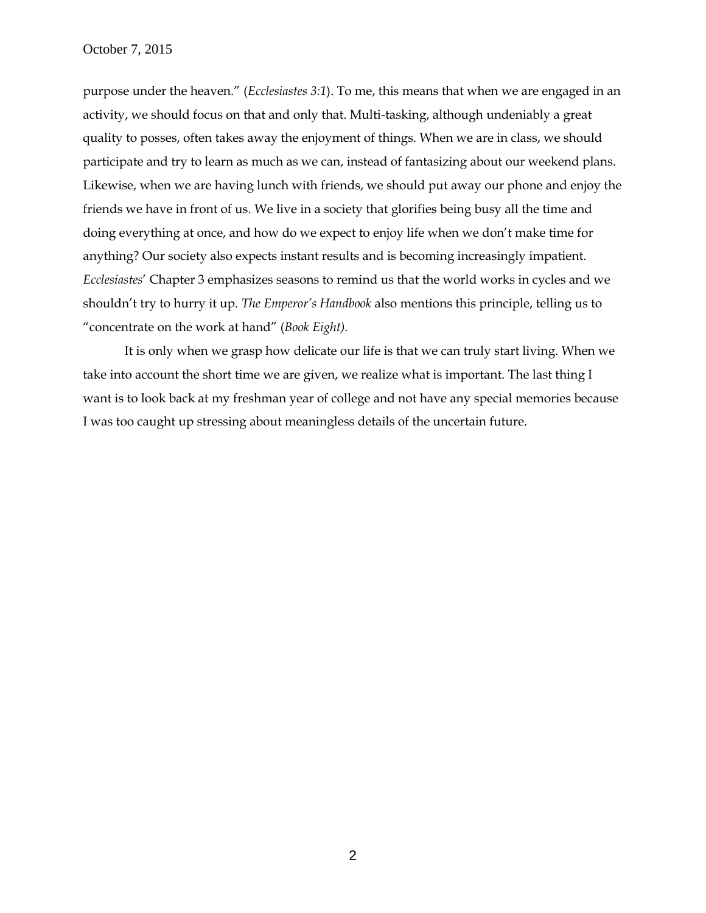purpose under the heaven." (*Ecclesiastes 3:1*). To me, this means that when we are engaged in an activity, we should focus on that and only that. Multi-tasking, although undeniably a great quality to posses, often takes away the enjoyment of things. When we are in class, we should participate and try to learn as much as we can, instead of fantasizing about our weekend plans. Likewise, when we are having lunch with friends, we should put away our phone and enjoy the friends we have in front of us. We live in a society that glorifies being busy all the time and doing everything at once, and how do we expect to enjoy life when we don't make time for anything? Our society also expects instant results and is becoming increasingly impatient. *Ecclesiastes*' Chapter 3 emphasizes seasons to remind us that the world works in cycles and we shouldn't try to hurry it up. *The Emperor's Handbook* also mentions this principle, telling us to "concentrate on the work at hand" (*Book Eight).*

It is only when we grasp how delicate our life is that we can truly start living. When we take into account the short time we are given, we realize what is important. The last thing I want is to look back at my freshman year of college and not have any special memories because I was too caught up stressing about meaningless details of the uncertain future.